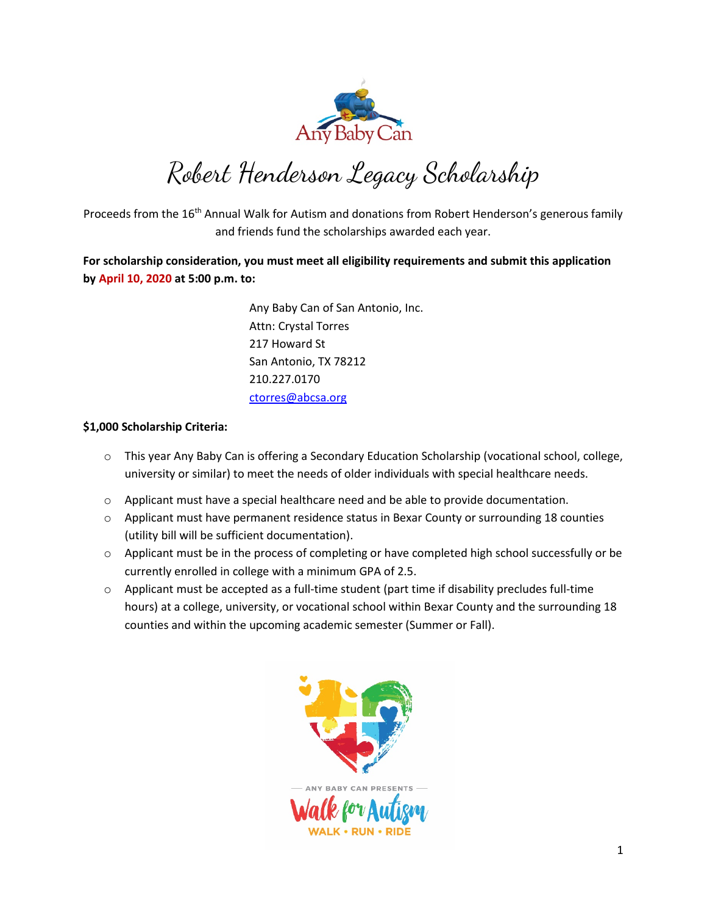Any Baby Can

# Robert Henderson Legacy Scholarship

Proceeds from the 16th Annual Walk for Autism and donations from Robert Henderson's generous family and friends fund the scholarships awarded each year.

**For scholarship consideration, you must meet all eligibility requirements and submit this application by April 10, 2020 at 5:00 p.m. to:**

Any Baby Can of San Antonio, Inc.
Attn: Crystal Torres
217 Howard St
San Antonio, TX 78212
210.227.0170
ctorres@abcsa.org

**$1,000 Scholarship Criteria:**

- This year Any Baby Can is offering a Secondary Education Scholarship (vocational school, college, university or similar) to meet the needs of older individuals with special healthcare needs.
- Applicant must have a special healthcare need and be able to provide documentation.
- Applicant must have permanent residence status in Bexar County or surrounding 18 counties (utility bill will be sufficient documentation).
- Applicant must be in the process of completing or have completed high school successfully or be currently enrolled in college with a minimum GPA of 2.5.
- Applicant must be accepted as a full-time student (part time if disability precludes full-time hours) at a college, university, or vocational school within Bexar County and the surrounding 18 counties and within the upcoming academic semester (Summer or Fall).

— ANY BABY CAN PRESENTS —
Walk for Autism
WALK • RUN • RIDE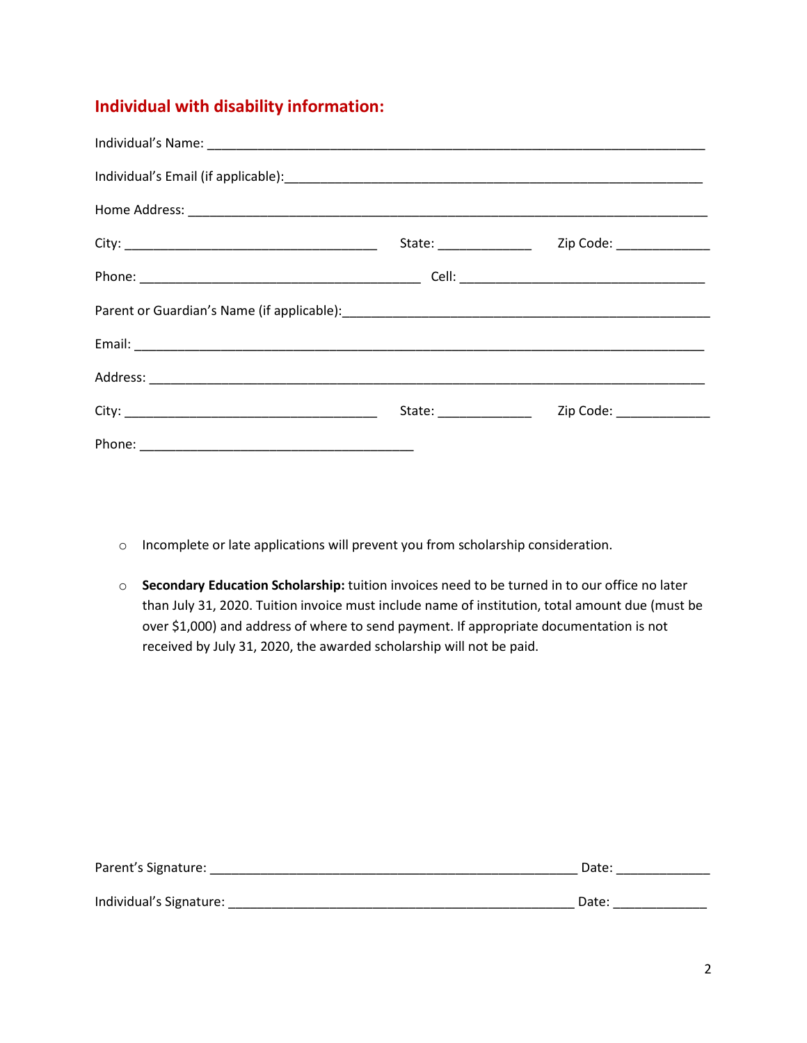## Individual with disability information:

Individual's Name: ___________________________________________________________________________

Individual's Email (if applicable):_______________________________________________________________

Home Address: _______________________________________________________________________________

City: ____________________________________ State: ______________ Zip Code: ______________

Phone: _________________________________________ Cell: ____________________________________

Parent or Guardian's Name (if applicable):_____________________________________________________

Email: _______________________________________________________________________________________

Address: _____________________________________________________________________________________

City: ____________________________________ State: ______________ Zip Code: ______________

Phone: _________________________________________

- Incomplete or late applications will prevent you from scholarship consideration.
- **Secondary Education Scholarship:** tuition invoices need to be turned in to our office no later than July 31, 2020. Tuition invoice must include name of institution, total amount due (must be over $1,000) and address of where to send payment. If appropriate documentation is not received by July 31, 2020, the awarded scholarship will not be paid.

Parent's Signature: ______________________________________________________ Date: ______________

Individual's Signature: ___________________________________________________ Date: ______________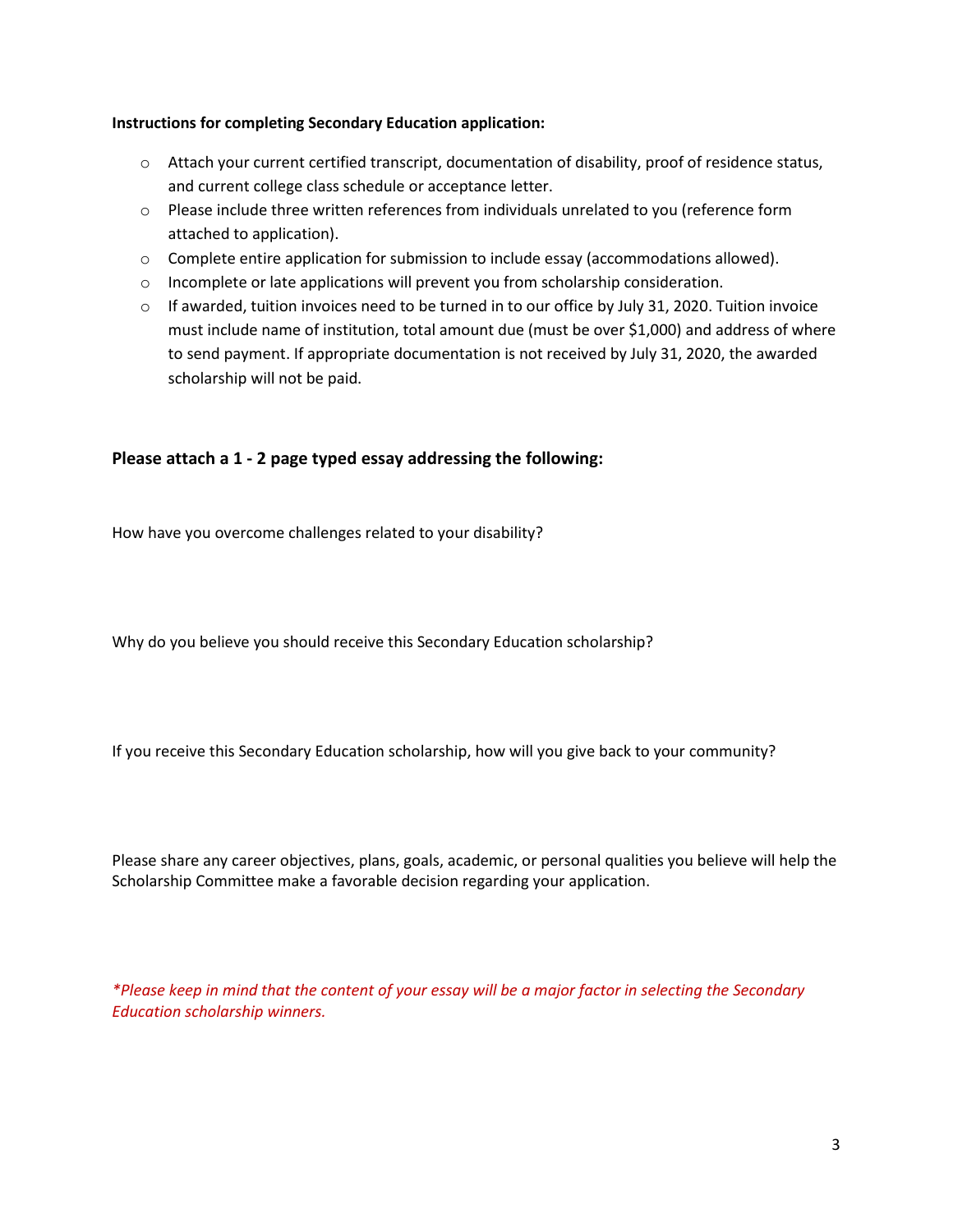**Instructions for completing Secondary Education application:**

- Attach your current certified transcript, documentation of disability, proof of residence status, and current college class schedule or acceptance letter.
- Please include three written references from individuals unrelated to you (reference form attached to application).
- Complete entire application for submission to include essay (accommodations allowed).
- Incomplete or late applications will prevent you from scholarship consideration.
- If awarded, tuition invoices need to be turned in to our office by July 31, 2020. Tuition invoice must include name of institution, total amount due (must be over $1,000) and address of where to send payment. If appropriate documentation is not received by July 31, 2020, the awarded scholarship will not be paid.

## Please attach a 1 - 2 page typed essay addressing the following:

How have you overcome challenges related to your disability?

Why do you believe you should receive this Secondary Education scholarship?

If you receive this Secondary Education scholarship, how will you give back to your community?

Please share any career objectives, plans, goals, academic, or personal qualities you believe will help the Scholarship Committee make a favorable decision regarding your application.

*\*Please keep in mind that the content of your essay will be a major factor in selecting the Secondary Education scholarship winners.*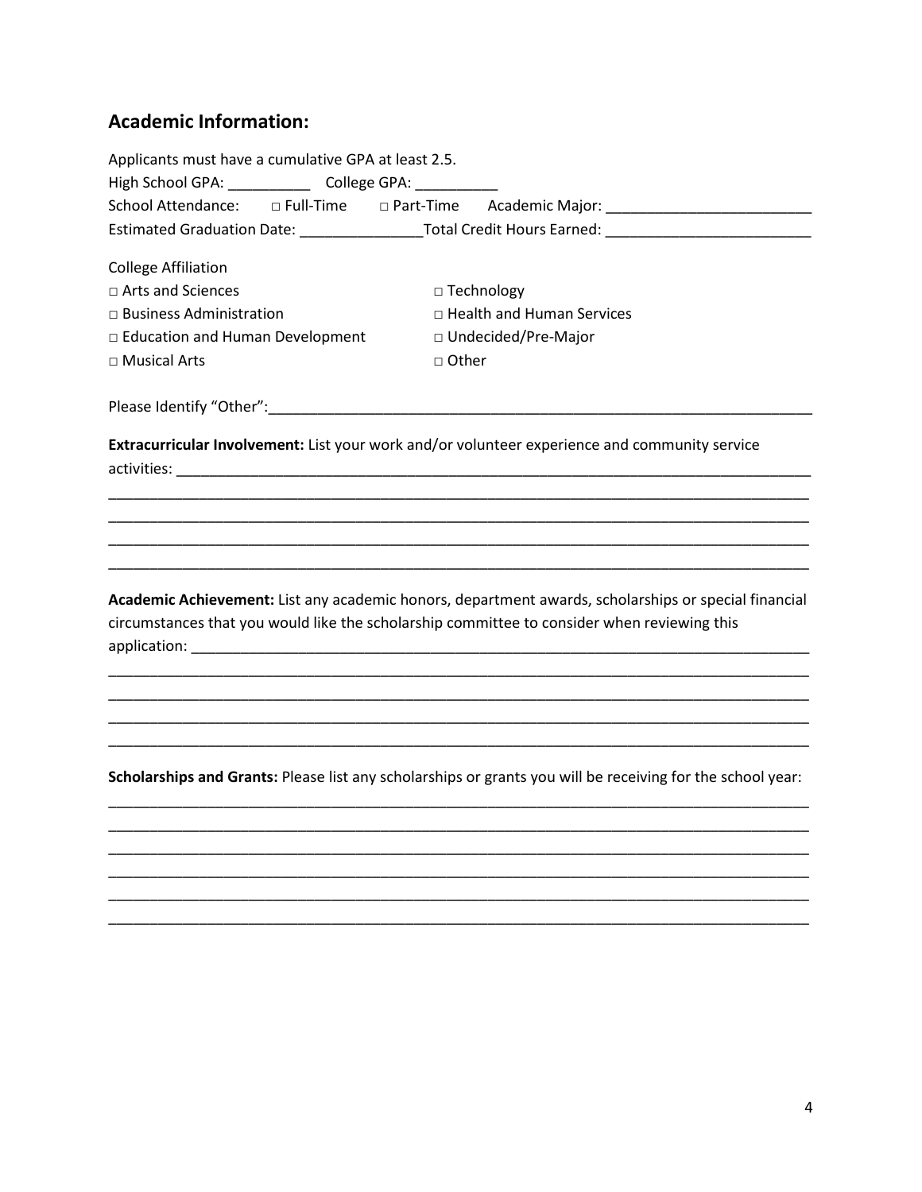## Academic Information:

Applicants must have a cumulative GPA at least 2.5.

High School GPA: __________ College GPA: __________

School Attendance: □ Full-Time □ Part-Time Academic Major: ________________________

Estimated Graduation Date: _______________ Total Credit Hours Earned: ________________________

College Affiliation

□ Arts and Sciences
□ Business Administration
□ Education and Human Development
□ Musical Arts
□ Technology
□ Health and Human Services
□ Undecided/Pre-Major
□ Other

Please Identify "Other":____________________________________________________________________

**Extracurricular Involvement:** List your work and/or volunteer experience and community service activities: ________________________________________________________________________________

____________________________________________________________________________________

____________________________________________________________________________________

____________________________________________________________________________________

____________________________________________________________________________________

**Academic Achievement:** List any academic honors, department awards, scholarships or special financial circumstances that you would like the scholarship committee to consider when reviewing this application: ____________________________________________________________________________

____________________________________________________________________________________

____________________________________________________________________________________

____________________________________________________________________________________

____________________________________________________________________________________

**Scholarships and Grants:** Please list any scholarships or grants you will be receiving for the school year:

____________________________________________________________________________________

____________________________________________________________________________________

____________________________________________________________________________________

____________________________________________________________________________________

____________________________________________________________________________________

____________________________________________________________________________________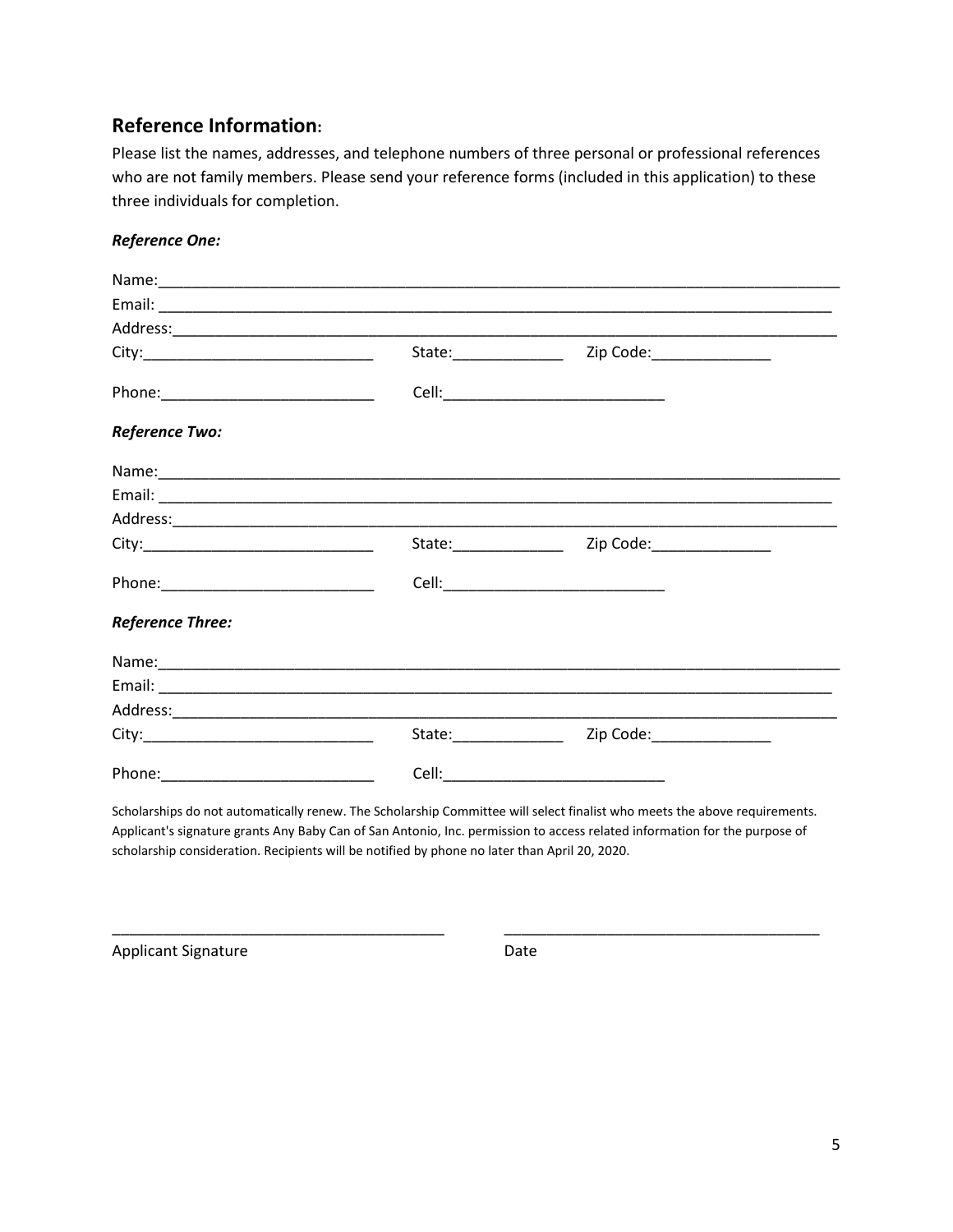## Reference Information:

Please list the names, addresses, and telephone numbers of three personal or professional references who are not family members. Please send your reference forms (included in this application) to these three individuals for completion.

***Reference One:***

Name:_______________________________________________________________________________

Email: ______________________________________________________________________________

Address:_____________________________________________________________________________

City:___________________________ State:_____________ Zip Code:______________

Phone:_________________________ Cell:__________________________

***Reference Two:***

Name:_______________________________________________________________________________

Email: ______________________________________________________________________________

Address:_____________________________________________________________________________

City:___________________________ State:_____________ Zip Code:______________

Phone:_________________________ Cell:__________________________

***Reference Three:***

Name:_______________________________________________________________________________

Email: ______________________________________________________________________________

Address:_____________________________________________________________________________

City:___________________________ State:_____________ Zip Code:______________

Phone:_________________________ Cell:__________________________

Scholarships do not automatically renew. The Scholarship Committee will select finalist who meets the above requirements. Applicant's signature grants Any Baby Can of San Antonio, Inc. permission to access related information for the purpose of scholarship consideration. Recipients will be notified by phone no later than April 20, 2020.

_______________________________________ _____________________________________

Applicant Signature Date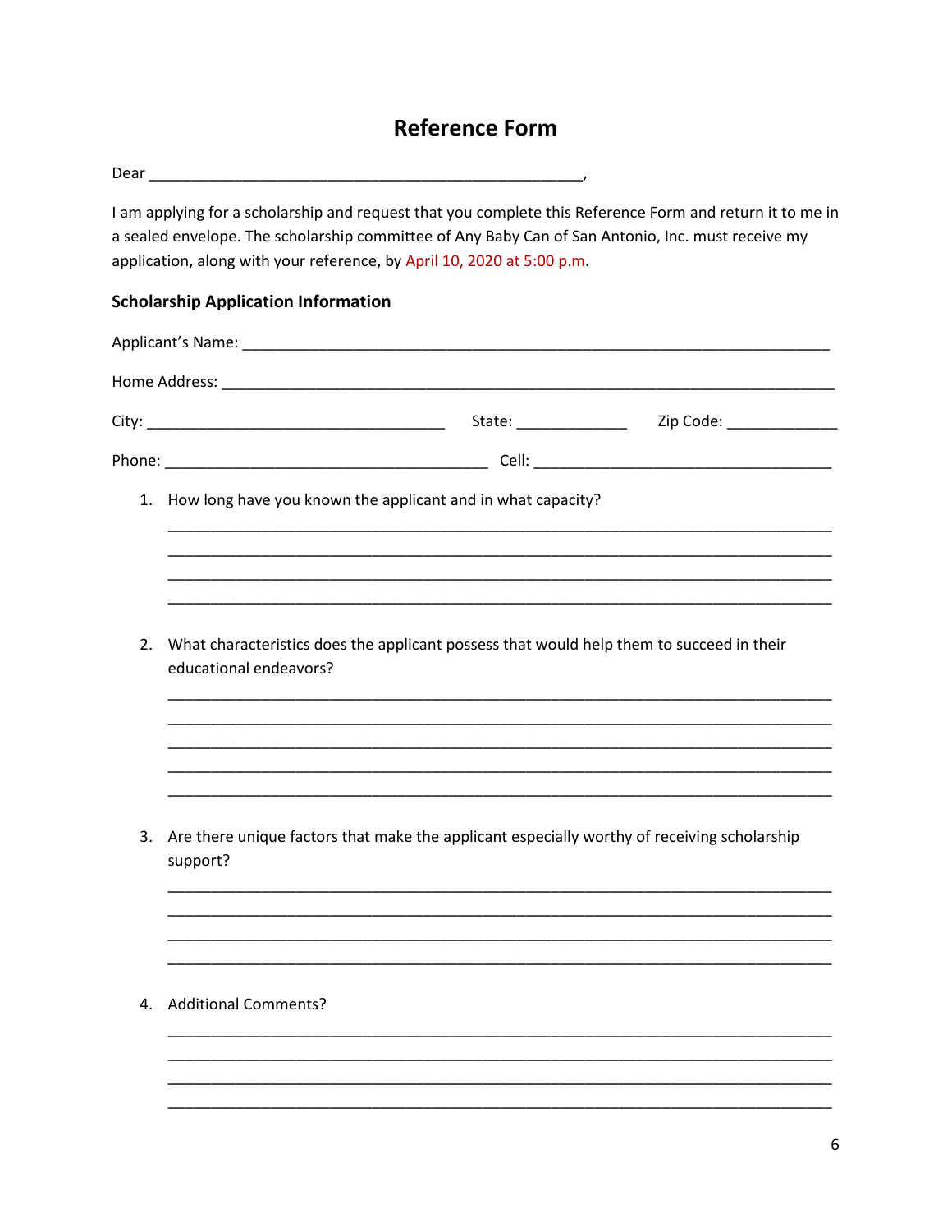# Reference Form

Dear ____________________________________________________,

I am applying for a scholarship and request that you complete this Reference Form and return it to me in a sealed envelope. The scholarship committee of Any Baby Can of San Antonio, Inc. must receive my application, along with your reference, by April 10, 2020 at 5:00 p.m.

### Scholarship Application Information

Applicant's Name: ______________________________________________________________________

Home Address: ________________________________________________________________________

City: ___________________________________ State: _____________ Zip Code: _____________

Phone: _______________________________________ Cell: ___________________________________

1. How long have you known the applicant and in what capacity?

   ________________________________________________________________________________
   ________________________________________________________________________________
   ________________________________________________________________________________
   ________________________________________________________________________________

2. What characteristics does the applicant possess that would help them to succeed in their educational endeavors?

   ________________________________________________________________________________
   ________________________________________________________________________________
   ________________________________________________________________________________
   ________________________________________________________________________________
   ________________________________________________________________________________

3. Are there unique factors that make the applicant especially worthy of receiving scholarship support?

   ________________________________________________________________________________
   ________________________________________________________________________________
   ________________________________________________________________________________
   ________________________________________________________________________________

4. Additional Comments?

   ________________________________________________________________________________
   ________________________________________________________________________________
   ________________________________________________________________________________
   ________________________________________________________________________________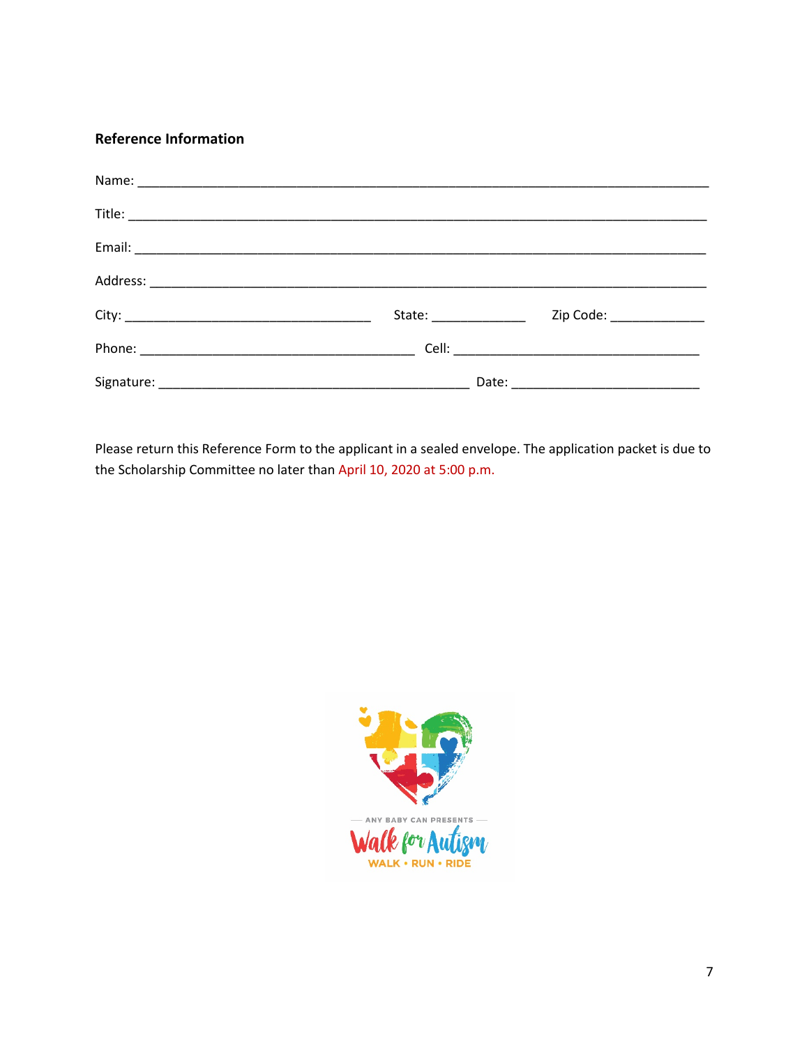### Reference Information

Name: ___________________________________________________________________________

Title: ___________________________________________________________________________

Email: ___________________________________________________________________________

Address: _________________________________________________________________________

City: ________________________________ State: ____________ Zip Code: ____________

Phone: ____________________________________ Cell: ________________________________

Signature: _________________________________________ Date: _________________________

Please return this Reference Form to the applicant in a sealed envelope. The application packet is due to the Scholarship Committee no later than April 10, 2020 at 5:00 p.m.

ANY BABY CAN PRESENTS

Walk for Autism

WALK • RUN • RIDE